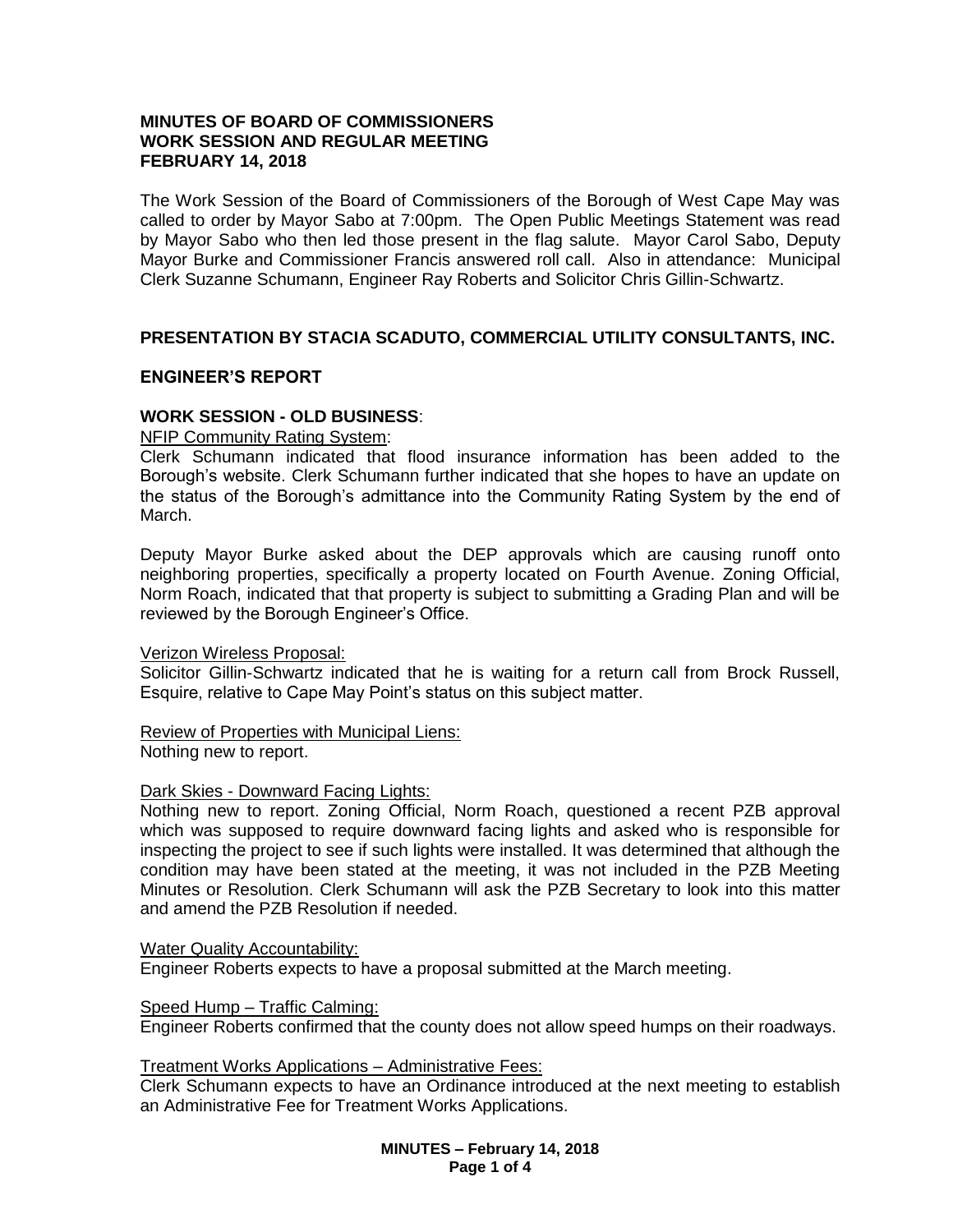**MINUTES OF BOARD OF COMMISSIONERS**
**WORK SESSION AND REGULAR MEETING**
**FEBRUARY 14, 2018**

The Work Session of the Board of Commissioners of the Borough of West Cape May was called to order by Mayor Sabo at 7:00pm. The Open Public Meetings Statement was read by Mayor Sabo who then led those present in the flag salute. Mayor Carol Sabo, Deputy Mayor Burke and Commissioner Francis answered roll call. Also in attendance: Municipal Clerk Suzanne Schumann, Engineer Ray Roberts and Solicitor Chris Gillin-Schwartz.

**PRESENTATION BY STACIA SCADUTO, COMMERCIAL UTILITY CONSULTANTS, INC.**

**ENGINEER'S REPORT**

**WORK SESSION - OLD BUSINESS**:

NFIP Community Rating System:

Clerk Schumann indicated that flood insurance information has been added to the Borough's website. Clerk Schumann further indicated that she hopes to have an update on the status of the Borough's admittance into the Community Rating System by the end of March.

Deputy Mayor Burke asked about the DEP approvals which are causing runoff onto neighboring properties, specifically a property located on Fourth Avenue. Zoning Official, Norm Roach, indicated that that property is subject to submitting a Grading Plan and will be reviewed by the Borough Engineer's Office.

Verizon Wireless Proposal:

Solicitor Gillin-Schwartz indicated that he is waiting for a return call from Brock Russell, Esquire, relative to Cape May Point's status on this subject matter.

Review of Properties with Municipal Liens:

Nothing new to report.

Dark Skies - Downward Facing Lights:

Nothing new to report. Zoning Official, Norm Roach, questioned a recent PZB approval which was supposed to require downward facing lights and asked who is responsible for inspecting the project to see if such lights were installed. It was determined that although the condition may have been stated at the meeting, it was not included in the PZB Meeting Minutes or Resolution. Clerk Schumann will ask the PZB Secretary to look into this matter and amend the PZB Resolution if needed.

Water Quality Accountability:

Engineer Roberts expects to have a proposal submitted at the March meeting.

Speed Hump – Traffic Calming:

Engineer Roberts confirmed that the county does not allow speed humps on their roadways.

Treatment Works Applications – Administrative Fees:

Clerk Schumann expects to have an Ordinance introduced at the next meeting to establish an Administrative Fee for Treatment Works Applications.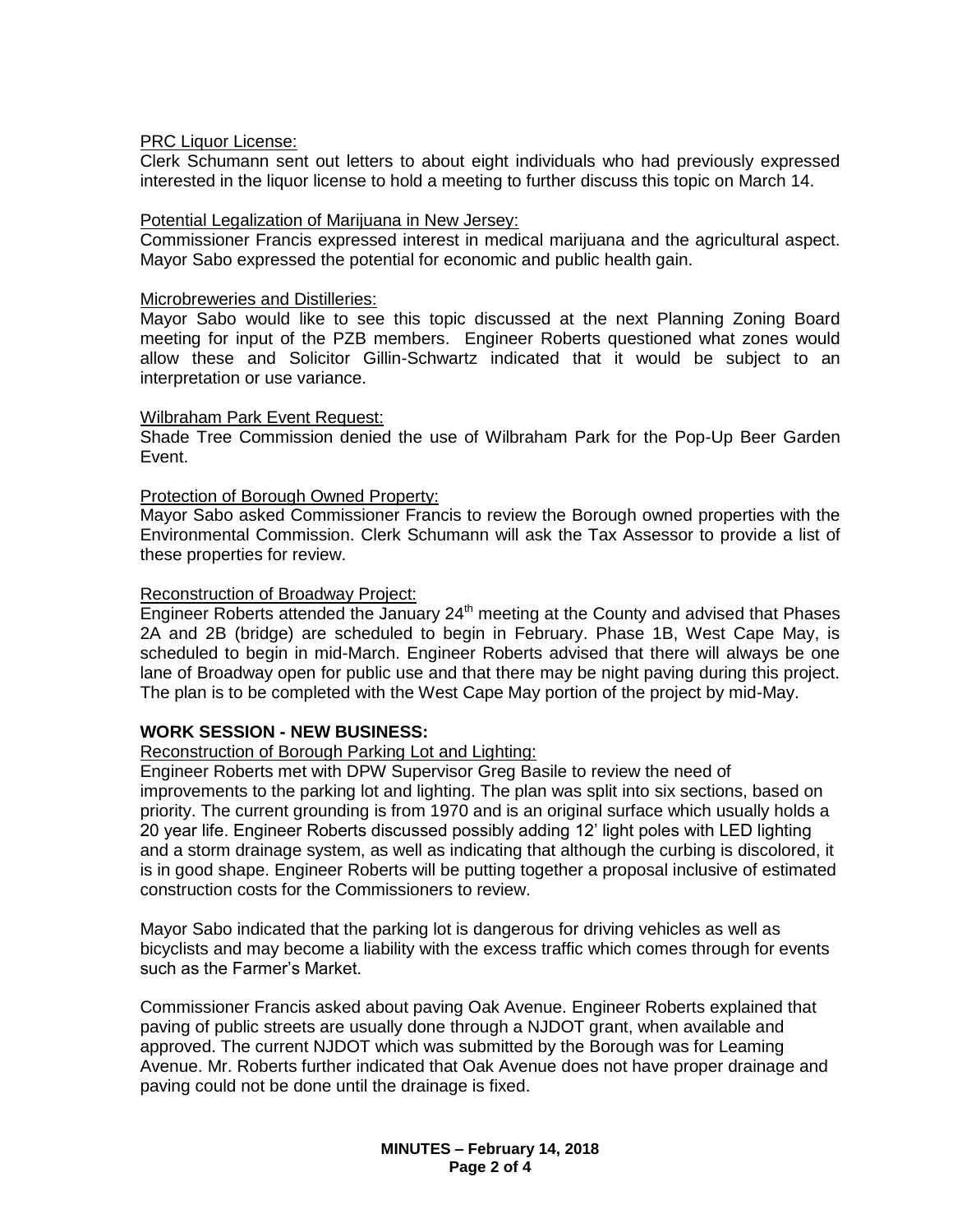PRC Liquor License:

Clerk Schumann sent out letters to about eight individuals who had previously expressed interested in the liquor license to hold a meeting to further discuss this topic on March 14.

Potential Legalization of Marijuana in New Jersey:

Commissioner Francis expressed interest in medical marijuana and the agricultural aspect. Mayor Sabo expressed the potential for economic and public health gain.

Microbreweries and Distilleries:

Mayor Sabo would like to see this topic discussed at the next Planning Zoning Board meeting for input of the PZB members. Engineer Roberts questioned what zones would allow these and Solicitor Gillin-Schwartz indicated that it would be subject to an interpretation or use variance.

Wilbraham Park Event Request:

Shade Tree Commission denied the use of Wilbraham Park for the Pop-Up Beer Garden Event.

Protection of Borough Owned Property:

Mayor Sabo asked Commissioner Francis to review the Borough owned properties with the Environmental Commission. Clerk Schumann will ask the Tax Assessor to provide a list of these properties for review.

Reconstruction of Broadway Project:

Engineer Roberts attended the January 24th meeting at the County and advised that Phases 2A and 2B (bridge) are scheduled to begin in February. Phase 1B, West Cape May, is scheduled to begin in mid-March. Engineer Roberts advised that there will always be one lane of Broadway open for public use and that there may be night paving during this project. The plan is to be completed with the West Cape May portion of the project by mid-May.

**WORK SESSION - NEW BUSINESS:**

Reconstruction of Borough Parking Lot and Lighting:

Engineer Roberts met with DPW Supervisor Greg Basile to review the need of improvements to the parking lot and lighting. The plan was split into six sections, based on priority. The current grounding is from 1970 and is an original surface which usually holds a 20 year life. Engineer Roberts discussed possibly adding 12' light poles with LED lighting and a storm drainage system, as well as indicating that although the curbing is discolored, it is in good shape. Engineer Roberts will be putting together a proposal inclusive of estimated construction costs for the Commissioners to review.

Mayor Sabo indicated that the parking lot is dangerous for driving vehicles as well as bicyclists and may become a liability with the excess traffic which comes through for events such as the Farmer's Market.

Commissioner Francis asked about paving Oak Avenue. Engineer Roberts explained that paving of public streets are usually done through a NJDOT grant, when available and approved. The current NJDOT which was submitted by the Borough was for Leaming Avenue. Mr. Roberts further indicated that Oak Avenue does not have proper drainage and paving could not be done until the drainage is fixed.

**MINUTES – February 14, 2018**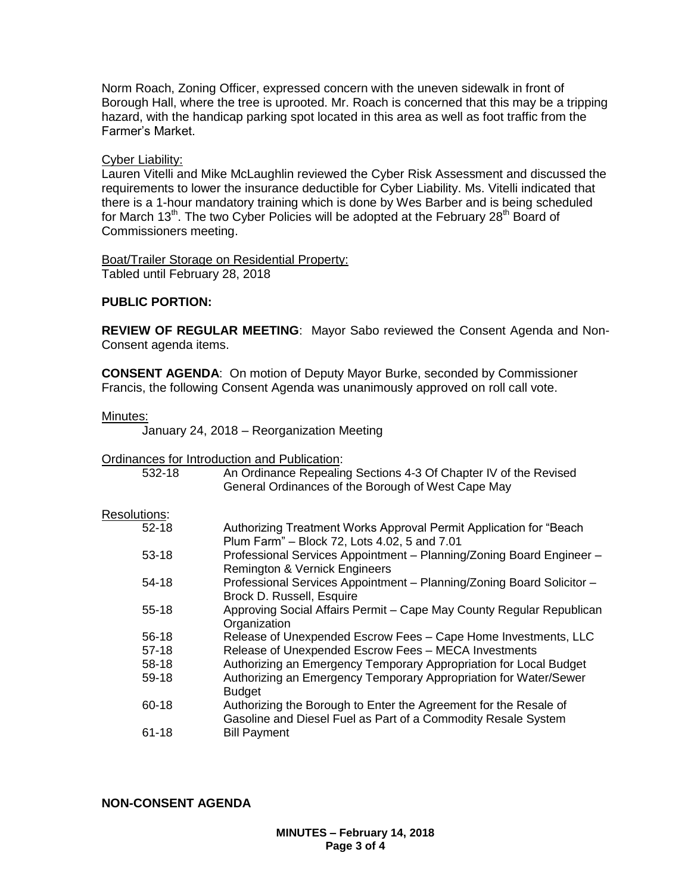Norm Roach, Zoning Officer, expressed concern with the uneven sidewalk in front of Borough Hall, where the tree is uprooted. Mr. Roach is concerned that this may be a tripping hazard, with the handicap parking spot located in this area as well as foot traffic from the Farmer's Market.

Cyber Liability:
Lauren Vitelli and Mike McLaughlin reviewed the Cyber Risk Assessment and discussed the requirements to lower the insurance deductible for Cyber Liability. Ms. Vitelli indicated that there is a 1-hour mandatory training which is done by Wes Barber and is being scheduled for March 13th. The two Cyber Policies will be adopted at the February 28th Board of Commissioners meeting.

Boat/Trailer Storage on Residential Property:
Tabled until February 28, 2018

**PUBLIC PORTION:**

**REVIEW OF REGULAR MEETING**: Mayor Sabo reviewed the Consent Agenda and Non-Consent agenda items.

**CONSENT AGENDA**: On motion of Deputy Mayor Burke, seconded by Commissioner Francis, the following Consent Agenda was unanimously approved on roll call vote.

Minutes:

January 24, 2018 – Reorganization Meeting

Ordinances for Introduction and Publication:

| | |
|---|---|
| 532-18 | An Ordinance Repealing Sections 4-3 Of Chapter IV of the Revised General Ordinances of the Borough of West Cape May |

Resolutions:

| | |
|---|---|
| 52-18 | Authorizing Treatment Works Approval Permit Application for "Beach Plum Farm" – Block 72, Lots 4.02, 5 and 7.01 |
| 53-18 | Professional Services Appointment – Planning/Zoning Board Engineer – Remington & Vernick Engineers |
| 54-18 | Professional Services Appointment – Planning/Zoning Board Solicitor – Brock D. Russell, Esquire |
| 55-18 | Approving Social Affairs Permit – Cape May County Regular Republican Organization |
| 56-18 | Release of Unexpended Escrow Fees – Cape Home Investments, LLC |
| 57-18 | Release of Unexpended Escrow Fees – MECA Investments |
| 58-18 | Authorizing an Emergency Temporary Appropriation for Local Budget |
| 59-18 | Authorizing an Emergency Temporary Appropriation for Water/Sewer Budget |
| 60-18 | Authorizing the Borough to Enter the Agreement for the Resale of Gasoline and Diesel Fuel as Part of a Commodity Resale System |
| 61-18 | Bill Payment |

**NON-CONSENT AGENDA**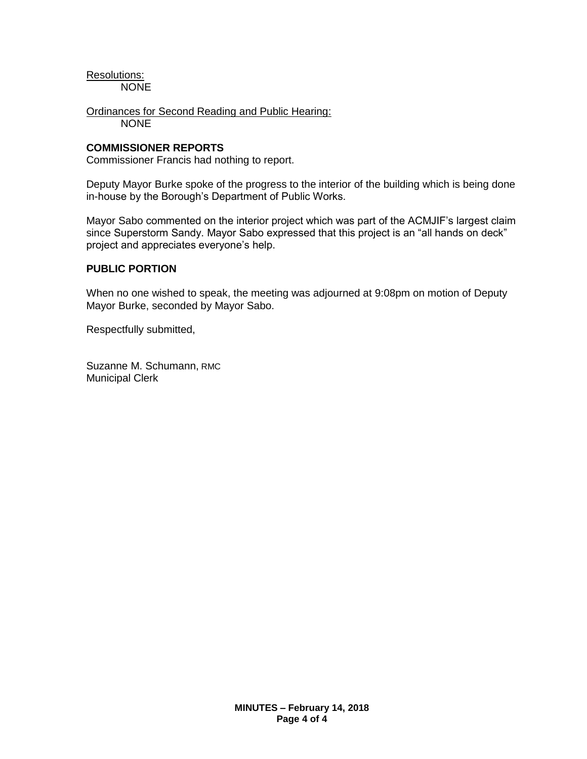Resolutions:

NONE

Ordinances for Second Reading and Public Hearing:

NONE

**COMMISSIONER REPORTS**

Commissioner Francis had nothing to report.

Deputy Mayor Burke spoke of the progress to the interior of the building which is being done in-house by the Borough's Department of Public Works.

Mayor Sabo commented on the interior project which was part of the ACMJIF's largest claim since Superstorm Sandy. Mayor Sabo expressed that this project is an "all hands on deck" project and appreciates everyone's help.

**PUBLIC PORTION**

When no one wished to speak, the meeting was adjourned at 9:08pm on motion of Deputy Mayor Burke, seconded by Mayor Sabo.

Respectfully submitted,

Suzanne M. Schumann, RMC
Municipal Clerk